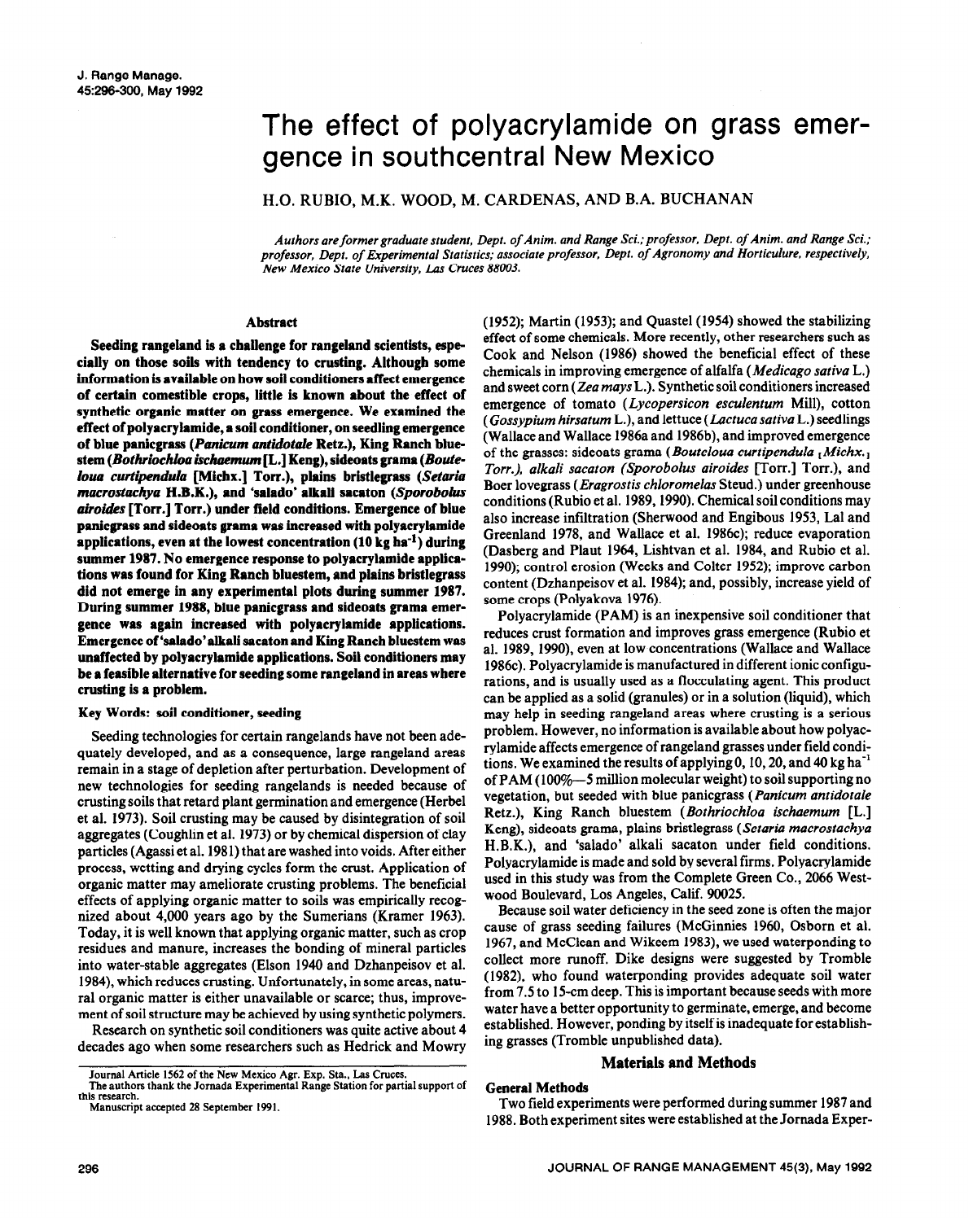# The effect of polyacrylamide on grass emergence in southcentral New Mexico

H.O. RUBIO, M.K. WOOD, M. CARDENAS, AND B.A. BUCHANAN

*Authors are former graduate student, Dept. of Anim. and Range Sci.; professor, Dept. of Anim. and Range Sci.; professor, Dept. of Experimental Statistics; associate professor, Dept. of Agronomy and Horticulure, respectively, New Mexico State University, Las Cruces 88003.*

## Abstract

**Seeding rangeland is a challenge for rangeland scientists, especially on those soils with tendency to crusting. Although some information is available on how soil conditioners affect emergence of certain comestible crops, little is known about the effect of synthetic organic matter on grass emergence. We examined the effect of polyacrylamide, a soil conditioner, on seedling emergence of blue panicgrass (*Panicum antidotale* Retz.), King Ranch bluestem (*Bothriochloa ischaemum* [L.] Keng), sideoats grama (*Bouteloua curtipendula* [Michx.] Torr.), plains bristlegrass (*Setaria macrostachya* H.B.K.), and 'salado' alkali sacaton (*Sporobolus airoides* [Torr.] Torr.) under field conditions. Emergence of blue panicgrass and sideoats grama was increased with polyacrylamide applications, even at the lowest concentration (10 kg ha$^{-1}$) during summer 1987. No emergence response to polyacrylamide applications was found for King Ranch bluestem, and plains bristlegrass did not emerge in any experimental plots during summer 1987. During summer 1988, blue panicgrass and sideoats grama emergence was again increased with polyacrylamide applications. Emergence of 'salado' alkali sacaton and King Ranch bluestem was unaffected by polyacrylamide applications. Soil conditioners may be a feasible alternative for seeding some rangeland in areas where crusting is a problem.**

**Key Words: soil conditioner, seeding**

Seeding technologies for certain rangelands have not been adequately developed, and as a consequence, large rangeland areas remain in a stage of depletion after perturbation. Development of new technologies for seeding rangelands is needed because of crusting soils that retard plant germination and emergence (Herbel et al. 1973). Soil crusting may be caused by disintegration of soil aggregates (Coughlin et al. 1973) or by chemical dispersion of clay particles (Agassi et al. 1981) that are washed into voids. After either process, wetting and drying cycles form the crust. Application of organic matter may ameliorate crusting problems. The beneficial effects of applying organic matter to soils was empirically recognized about 4,000 years ago by the Sumerians (Kramer 1963). Today, it is well known that applying organic matter, such as crop residues and manure, increases the bonding of mineral particles into water-stable aggregates (Elson 1940 and Dzhanpeisov et al. 1984), which reduces crusting. Unfortunately, in some areas, natural organic matter is either unavailable or scarce; thus, improvement of soil structure may be achieved by using synthetic polymers.

Research on synthetic soil conditioners was quite active about 4 decades ago when some researchers such as Hedrick and Mowry (1952); Martin (1953); and Quastel (1954) showed the stabilizing effect of some chemicals. More recently, other researchers such as Cook and Nelson (1986) showed the beneficial effect of these chemicals in improving emergence of alfalfa (*Medicago sativa* L.) and sweet corn (*Zea mays* L.). Synthetic soil conditioners increased emergence of tomato (*Lycopersicon esculentum* Mill), cotton (*Gossypium hirsatum* L.), and lettuce (*Lactuca sativa* L.) seedlings (Wallace and Wallace 1986a and 1986b), and improved emergence of the grasses: sideoats grama (*Boutcloua curtipendula* [Michx.] Torr.), alkali sacaton (*Sporobolus airoides* [Torr.] Torr.), and Boer lovegrass (*Eragrostis chloromelas* Steud.) under greenhouse conditions (Rubio et al. 1989, 1990). Chemical soil conditions may also increase infiltration (Sherwood and Engibous 1953, Lal and Greenland 1978, and Wallace et al. 1986c); reduce evaporation (Dasberg and Plaut 1964, Lishtvan et al. 1984, and Rubio et al. 1990); control erosion (Weeks and Colter 1952); improve carbon content (Dzhanpeisov et al. 1984); and, possibly, increase yield of some crops (Polyakova 1976).

Polyacrylamide (PAM) is an inexpensive soil conditioner that reduces crust formation and improves grass emergence (Rubio et al. 1989, 1990), even at low concentrations (Wallace and Wallace 1986c). Polyacrylamide is manufactured in different ionic configurations, and is usually used as a flocculating agent. This product can be applied as a solid (granules) or in a solution (liquid), which may help in seeding rangeland areas where crusting is a serious problem. However, no information is available about how polyacrylamide affects emergence of rangeland grasses under field conditions. We examined the results of applying 0, 10, 20, and 40 kg ha$^{-1}$ of PAM (100%—5 million molecular weight) to soil supporting no vegetation, but seeded with blue panicgrass (*Panicum antidotale* Retz.), King Ranch bluestem (*Bothriochloa ischaemum* [L.] Keng), sideoats grama, plains bristlegrass (*Setaria macrostachya* H.B.K.), and 'salado' alkali sacaton under field conditions. Polyacrylamide is made and sold by several firms. Polyacrylamide used in this study was from the Complete Green Co., 2066 Westwood Boulevard, Los Angeles, Calif. 90025.

Because soil water deficiency in the seed zone is often the major cause of grass seeding failures (McGinnies 1960, Osborn et al. 1967, and McClean and Wikeem 1983), we used waterponding to collect more runoff. Dike designs were suggested by Tromble (1982), who found waterponding provides adequate soil water from 7.5 to 15-cm deep. This is important because seeds with more water have a better opportunity to germinate, emerge, and become established. However, ponding by itself is inadequate for establishing grasses (Tromble unpublished data).

## Materials and Methods

### General Methods

Two field experiments were performed during summer 1987 and 1988. Both experiment sites were established at the Jornada Exper-

---

Journal Article 1562 of the New Mexico Agr. Exp. Sta., Las Cruces.

The authors thank the Jornada Experimental Range Station for partial support of this research.

Manuscript accepted 28 September 1991.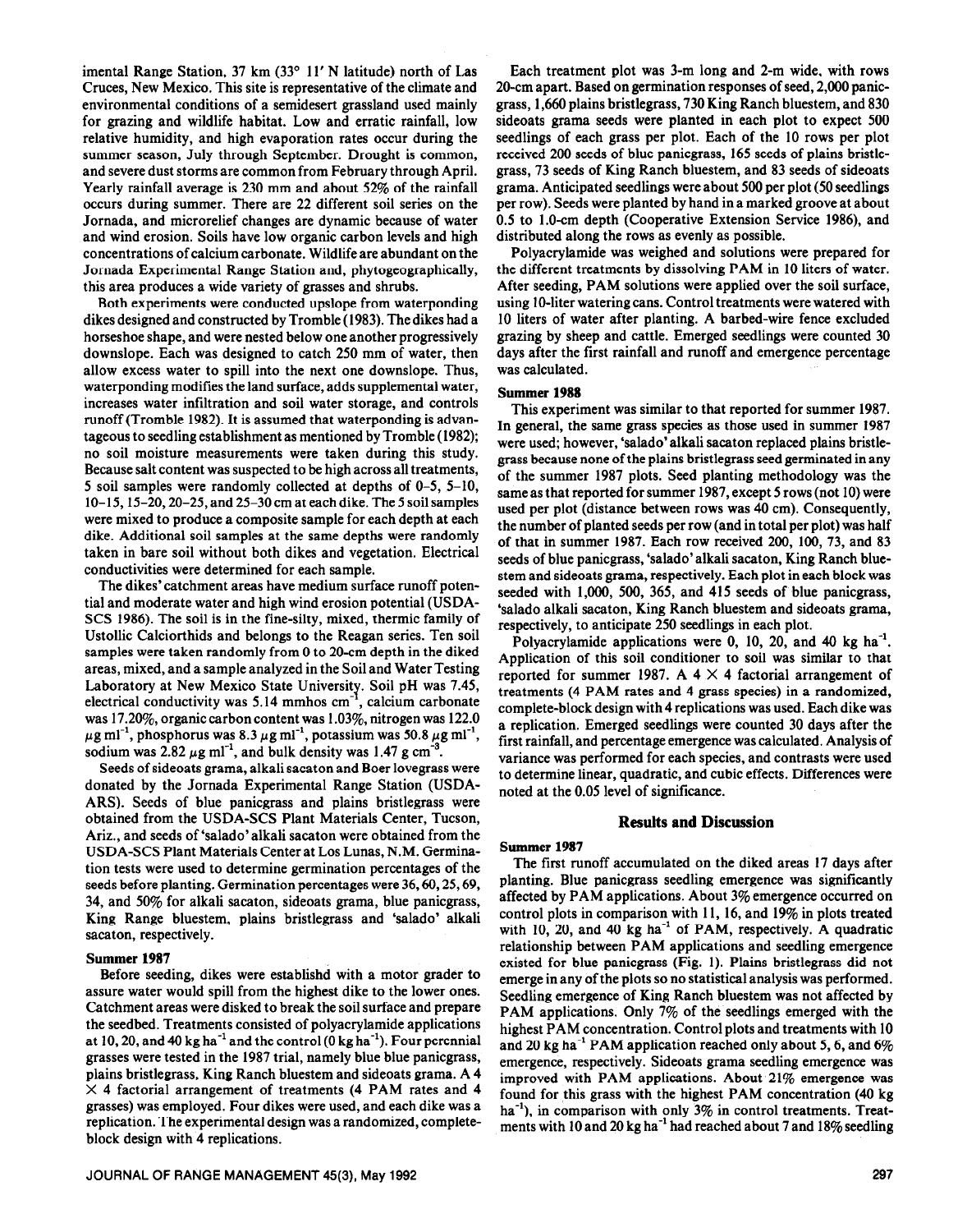imental Range Station, 37 km (33° 11′ N latitude) north of Las Cruces, New Mexico. This site is representative of the climate and environmental conditions of a semidesert grassland used mainly for grazing and wildlife habitat. Low and erratic rainfall, low relative humidity, and high evaporation rates occur during the summer season, July through September. Drought is common, and severe dust storms are common from February through April. Yearly rainfall average is 230 mm and about 52% of the rainfall occurs during summer. There are 22 different soil series on the Jornada, and microrelief changes are dynamic because of water and wind erosion. Soils have low organic carbon levels and high concentrations of calcium carbonate. Wildlife are abundant on the Jornada Experimental Range Station and, phytogeographically, this area produces a wide variety of grasses and shrubs.

Both experiments were conducted upslope from waterponding dikes designed and constructed by Tromble (1983). The dikes had a horseshoe shape, and were nested below one another progressively downslope. Each was designed to catch 250 mm of water, then allow excess water to spill into the next one downslope. Thus, waterponding modifies the land surface, adds supplemental water, increases water infiltration and soil water storage, and controls runoff (Tromble 1982). It is assumed that waterponding is advantageous to seedling establishment as mentioned by Tromble (1982); no soil moisture measurements were taken during this study. Because salt content was suspected to be high across all treatments, 5 soil samples were randomly collected at depths of 0–5, 5–10, 10–15, 15–20, 20–25, and 25–30 cm at each dike. The 5 soil samples were mixed to produce a composite sample for each depth at each dike. Additional soil samples at the same depths were randomly taken in bare soil without both dikes and vegetation. Electrical conductivities were determined for each sample.

The dikes' catchment areas have medium surface runoff potential and moderate water and high wind erosion potential (USDA-SCS 1986). The soil is in the fine-silty, mixed, thermic family of Ustollic Calciorthids and belongs to the Reagan series. Ten soil samples were taken randomly from 0 to 20-cm depth in the diked areas, mixed, and a sample analyzed in the Soil and Water Testing Laboratory at New Mexico State University. Soil pH was 7.45, electrical conductivity was 5.14 mmhos $cm^{-1}$, calcium carbonate was 17.20%, organic carbon content was 1.03%, nitrogen was 122.0 $\mu g\ ml^{-1}$, phosphorus was 8.3 $\mu g\ ml^{-1}$, potassium was 50.8 $\mu g\ ml^{-1}$, sodium was 2.82 $\mu g\ ml^{-1}$, and bulk density was 1.47 g $cm^{-3}$.

Seeds of sideoats grama, alkali sacaton and Boer lovegrass were donated by the Jornada Experimental Range Station (USDA-ARS). Seeds of blue panicgrass and plains bristlegrass were obtained from the USDA-SCS Plant Materials Center, Tucson, Ariz., and seeds of 'salado' alkali sacaton were obtained from the USDA-SCS Plant Materials Center at Los Lunas, N.M. Germination tests were used to determine germination percentages of the seeds before planting. Germination percentages were 36, 60, 25, 69, 34, and 50% for alkali sacaton, sideoats grama, blue panicgrass, King Range bluestem, plains bristlegrass and 'salado' alkali sacaton, respectively.

### Summer 1987

Before seeding, dikes were establishd with a motor grader to assure water would spill from the highest dike to the lower ones. Catchment areas were disked to break the soil surface and prepare the seedbed. Treatments consisted of polyacrylamide applications at 10, 20, and 40 kg $ha^{-1}$ and the control (0 kg $ha^{-1}$). Four perennial grasses were tested in the 1987 trial, namely blue blue panicgrass, plains bristlegrass, King Ranch bluestem and sideoats grama. A 4 × 4 factorial arrangement of treatments (4 PAM rates and 4 grasses) was employed. Four dikes were used, and each dike was a replication. The experimental design was a randomized, complete-block design with 4 replications.

Each treatment plot was 3-m long and 2-m wide, with rows 20-cm apart. Based on germination responses of seed, 2,000 panicgrass, 1,660 plains bristlegrass, 730 King Ranch bluestem, and 830 sideoats grama seeds were planted in each plot to expect 500 seedlings of each grass per plot. Each of the 10 rows per plot received 200 seeds of blue panicgrass, 165 seeds of plains bristlegrass, 73 seeds of King Ranch bluestem, and 83 seeds of sideoats grama. Anticipated seedlings were about 500 per plot (50 seedlings per row). Seeds were planted by hand in a marked groove at about 0.5 to 1.0-cm depth (Cooperative Extension Service 1986), and distributed along the rows as evenly as possible.

Polyacrylamide was weighed and solutions were prepared for the different treatments by dissolving PAM in 10 liters of water. After seeding, PAM solutions were applied over the soil surface, using 10-liter watering cans. Control treatments were watered with 10 liters of water after planting. A barbed-wire fence excluded grazing by sheep and cattle. Emerged seedlings were counted 30 days after the first rainfall and runoff and emergence percentage was calculated.

### Summer 1988

This experiment was similar to that reported for summer 1987. In general, the same grass species as those used in summer 1987 were used; however, 'salado' alkali sacaton replaced plains bristlegrass because none of the plains bristlegrass seed germinated in any of the summer 1987 plots. Seed planting methodology was the same as that reported for summer 1987, except 5 rows (not 10) were used per plot (distance between rows was 40 cm). Consequently, the number of planted seeds per row (and in total per plot) was half of that in summer 1987. Each row received 200, 100, 73, and 83 seeds of blue panicgrass, 'salado' alkali sacaton, King Ranch bluestem and sideoats grama, respectively. Each plot in each block was seeded with 1,000, 500, 365, and 415 seeds of blue panicgrass, 'salado alkali sacaton, King Ranch bluestem and sideoats grama, respectively, to anticipate 250 seedlings in each plot.

Polyacrylamide applications were 0, 10, 20, and 40 kg $ha^{-1}$. Application of this soil conditioner to soil was similar to that reported for summer 1987. A 4 × 4 factorial arrangement of treatments (4 PAM rates and 4 grass species) in a randomized, complete-block design with 4 replications was used. Each dike was a replication. Emerged seedlings were counted 30 days after the first rainfall, and percentage emergence was calculated. Analysis of variance was performed for each species, and contrasts were used to determine linear, quadratic, and cubic effects. Differences were noted at the 0.05 level of significance.

## Results and Discussion

### Summer 1987

The first runoff accumulated on the diked areas 17 days after planting. Blue panicgrass seedling emergence was significantly affected by PAM applications. About 3% emergence occurred on control plots in comparison with 11, 16, and 19% in plots treated with 10, 20, and 40 kg $ha^{-1}$ of PAM, respectively. A quadratic relationship between PAM applications and seedling emergence existed for blue panicgrass (Fig. 1). Plains bristlegrass did not emerge in any of the plots so no statistical analysis was performed. Seedling emergence of King Ranch bluestem was not affected by PAM applications. Only 7% of the seedlings emerged with the highest PAM concentration. Control plots and treatments with 10 and 20 kg $ha^{-1}$ PAM application reached only about 5, 6, and 6% emergence, respectively. Sideoats grama seedling emergence was improved with PAM applications. About 21% emergence was found for this grass with the highest PAM concentration (40 kg $ha^{-1}$), in comparison with only 3% in control treatments. Treatments with 10 and 20 kg $ha^{-1}$ had reached about 7 and 18% seedling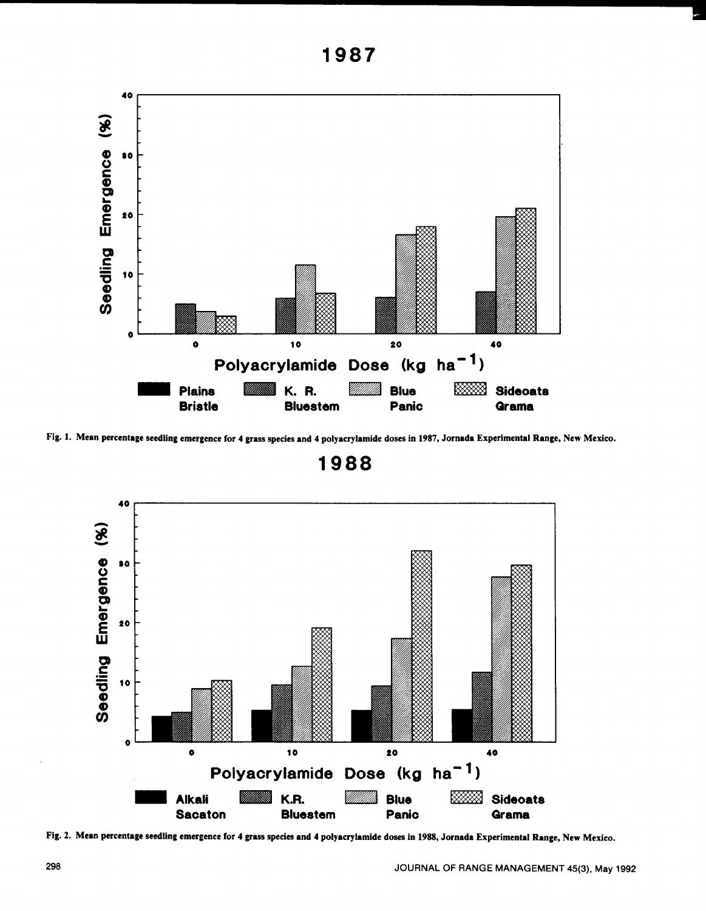Fig. 1. Mean percentage seedling emergence for 4 grass species and 4 polyacrylamide doses in 1987, Jornada Experimental Range, New Mexico.

Fig. 2. Mean percentage seedling emergence for 4 grass species and 4 polyacrylamide doses in 1988, Jornada Experimental Range, New Mexico.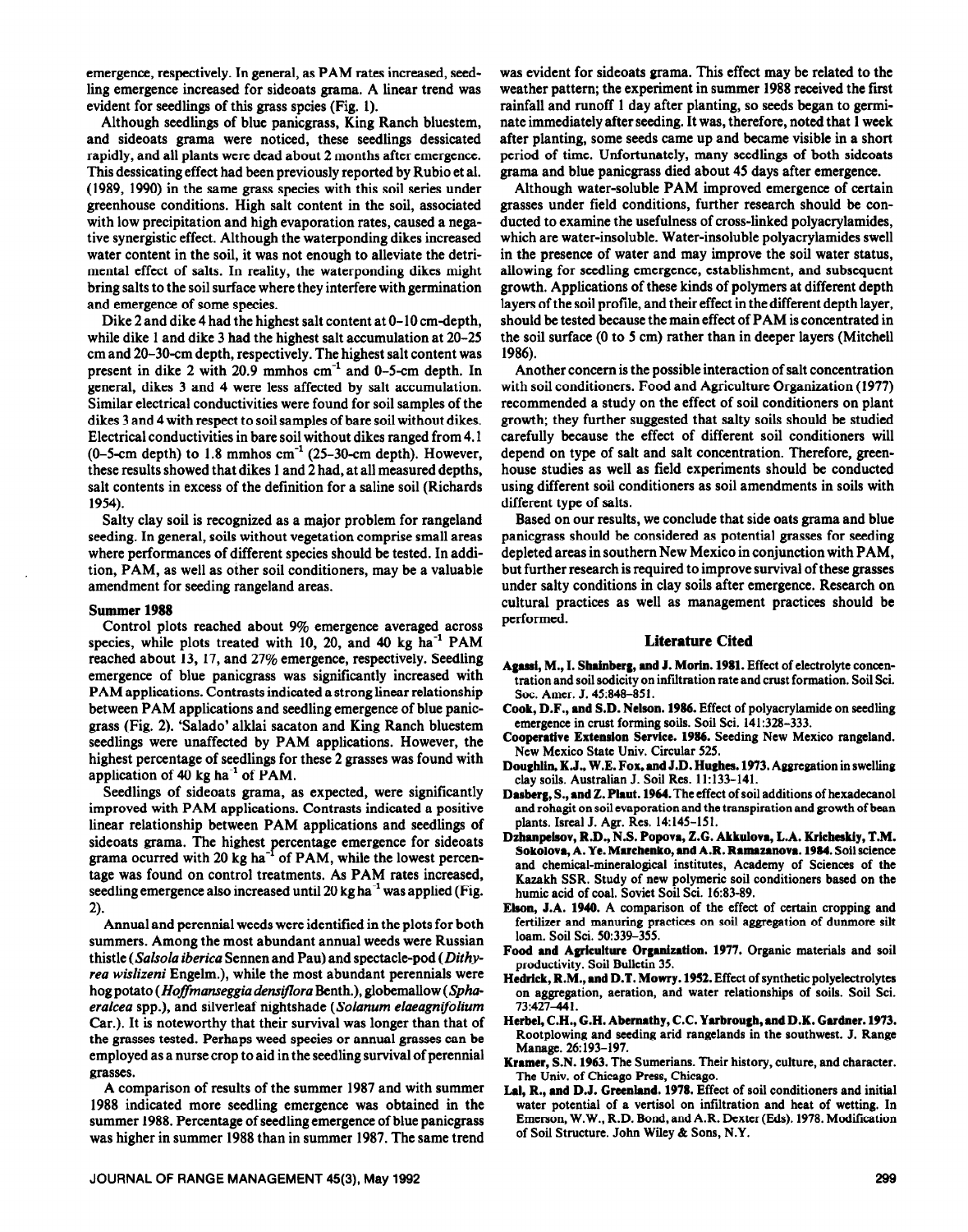emergence, respectively. In general, as PAM rates increased, seedling emergence increased for sideoats grama. A linear trend was evident for seedlings of this grass spcies (Fig. 1).

Although seedlings of blue panicgrass, King Ranch bluestem, and sideoats grama were noticed, these seedlings dessicated rapidly, and all plants were dead about 2 months after emergence. This dessicating effect had been previously reported by Rubio et al. (1989, 1990) in the same grass species with this soil series under greenhouse conditions. High salt content in the soil, associated with low precipitation and high evaporation rates, caused a negative synergistic effect. Although the waterponding dikes increased water content in the soil, it was not enough to alleviate the detrimental effect of salts. In reality, the waterponding dikes might bring salts to the soil surface where they interfere with germination and emergence of some species.

Dike 2 and dike 4 had the highest salt content at 0–10 cm-depth, while dike 1 and dike 3 had the highest salt accumulation at 20–25 cm and 20–30-cm depth, respectively. The highest salt content was present in dike 2 with 20.9 mmhos cm$^{-1}$ and 0–5-cm depth. In general, dikes 3 and 4 were less affected by salt accumulation. Similar electrical conductivities were found for soil samples of the dikes 3 and 4 with respect to soil samples of bare soil without dikes. Electrical conductivities in bare soil without dikes ranged from 4.1 (0–5-cm depth) to 1.8 mmhos cm$^{-1}$ (25–30-cm depth). However, these results showed that dikes 1 and 2 had, at all measured depths, salt contents in excess of the definition for a saline soil (Richards 1954).

Salty clay soil is recognized as a major problem for rangeland seeding. In general, soils without vegetation comprise small areas where performances of different species should be tested. In addition, PAM, as well as other soil conditioners, may be a valuable amendment for seeding rangeland areas.

### Summer 1988

Control plots reached about 9% emergence averaged across species, while plots treated with 10, 20, and 40 kg ha$^{-1}$ PAM reached about 13, 17, and 27% emergence, respectively. Seedling emergence of blue panicgrass was significantly increased with PAM applications. Contrasts indicated a strong linear relationship between PAM applications and seedling emergence of blue panicgrass (Fig. 2). 'Salado' alklai sacaton and King Ranch bluestem seedlings were unaffected by PAM applications. However, the highest percentage of seedlings for these 2 grasses was found with application of 40 kg ha$^{-1}$ of PAM.

Seedlings of sideoats grama, as expected, were significantly improved with PAM applications. Contrasts indicated a positive linear relationship between PAM applications and seedlings of sideoats grama. The highest percentage emergence for sideoats grama ocurred with 20 kg ha$^{-1}$ of PAM, while the lowest percentage was found on control treatments. As PAM rates increased, seedling emergence also increased until 20 kg ha$^{-1}$ was applied (Fig. 2).

Annual and perennial weeds were identified in the plots for both summers. Among the most abundant annual weeds were Russian thistle (*Salsola iberica* Sennen and Pau) and spectacle-pod (*Dithyrea wislizeni* Engelm.), while the most abundant perennials were hog potato (*Hoffmanseggia densiflora* Benth.), globemallow (*Sphaeralcea* spp.), and silverleaf nightshade (*Solanum elaeagnifolium* Car.). It is noteworthy that their survival was longer than that of the grasses tested. Perhaps weed species or annual grasses can be employed as a nurse crop to aid in the seedling survival of perennial grasses.

A comparison of results of the summer 1987 and with summer 1988 indicated more seedling emergence was obtained in the summer 1988. Percentage of seedling emergence of blue panicgrass was higher in summer 1988 than in summer 1987. The same trend was evident for sideoats grama. This effect may be related to the weather pattern; the experiment in summer 1988 received the first rainfall and runoff 1 day after planting, so seeds began to germinate immediately after seeding. It was, therefore, noted that 1 week after planting, some seeds came up and became visible in a short period of time. Unfortunately, many seedlings of both sideoats grama and blue panicgrass died about 45 days after emergence.

Although water-soluble PAM improved emergence of certain grasses under field conditions, further research should be conducted to examine the usefulness of cross-linked polyacrylamides, which are water-insoluble. Water-insoluble polyacrylamides swell in the presence of water and may improve the soil water status, allowing for seedling emergence, establishment, and subsequent growth. Applications of these kinds of polymers at different depth layers of the soil profile, and their effect in the different depth layer, should be tested because the main effect of PAM is concentrated in the soil surface (0 to 5 cm) rather than in deeper layers (Mitchell 1986).

Another concern is the possible interaction of salt concentration with soil conditioners. Food and Agriculture Organization (1977) recommended a study on the effect of soil conditioners on plant growth; they further suggested that salty soils should be studied carefully because the effect of different soil conditioners will depend on type of salt and salt concentration. Therefore, greenhouse studies as well as field experiments should be conducted using different soil conditioners as soil amendments in soils with different type of salts.

Based on our results, we conclude that side oats grama and blue panicgrass should be considered as potential grasses for seeding depleted areas in southern New Mexico in conjunction with PAM, but further research is required to improve survival of these grasses under salty conditions in clay soils after emergence. Research on cultural practices as well as management practices should be performed.

## Literature Cited

**Agassi, M., I. Shainberg, and J. Morin. 1981.** Effect of electrolyte concentration and soil sodicity on infiltration rate and crust formation. Soil Sci. Soc. Amer. J. 45:848–851.

**Cook, D.F., and S.D. Nelson. 1986.** Effect of polyacrylamide on seedling emergence in crust forming soils. Soil Sci. 141:328–333.

**Cooperative Extension Service. 1986.** Seeding New Mexico rangeland. New Mexico State Univ. Circular 525.

**Doughlin, K.J., W.E. Fox, and J.D. Hughes. 1973.** Aggregation in swelling clay soils. Australian J. Soil Res. 11:133–141.

**Dasberg, S., and Z. Plaut. 1964.** The effect of soil additions of hexadecanol and rohagit on soil evaporation and the transpiration and growth of bean plants. Isreal J. Agr. Res. 14:145–151.

**Dzhanpeisov, R.D., N.S. Popova, Z.G. Akkulova, L.A. Kricheskiy, T.M. Sokolova, A. Ye. Marchenko, and A.R. Ramazanova. 1984.** Soil science and chemical-mineralogical institutes, Academy of Sciences of the Kazakh SSR. Study of new polymeric soil conditioners based on the humic acid of coal. Soviet Soil Sci. 16:83-89.

**Elson, J.A. 1940.** A comparison of the effect of certain cropping and fertilizer and manuring practices on soil aggregation of dunmore silt loam. Soil Sci. 50:339–355.

**Food and Agriculture Organization. 1977.** Organic materials and soil productivity. Soil Bulletin 35.

**Hedrick, R.M., and D.T. Mowry. 1952.** Effect of synthetic polyelectrolytes on aggregation, aeration, and water relationships of soils. Soil Sci. 73:427–441.

**Herbel, C.H., G.H. Abernathy, C.C. Yarbrough, and D.K. Gardner. 1973.** Rootplowing and seeding arid rangelands in the southwest. J. Range Manage. 26:193–197.

**Kramer, S.N. 1963.** The Sumerians. Their history, culture, and character. The Univ. of Chicago Press, Chicago.

**Lal, R., and D.J. Greenland. 1978.** Effect of soil conditioners and initial water potential of a vertisol on infiltration and heat of wetting. In Emerson, W.W., R.D. Bond, and A.R. Dexter (Eds). 1978. Modification of Soil Structure. John Wiley & Sons, N.Y.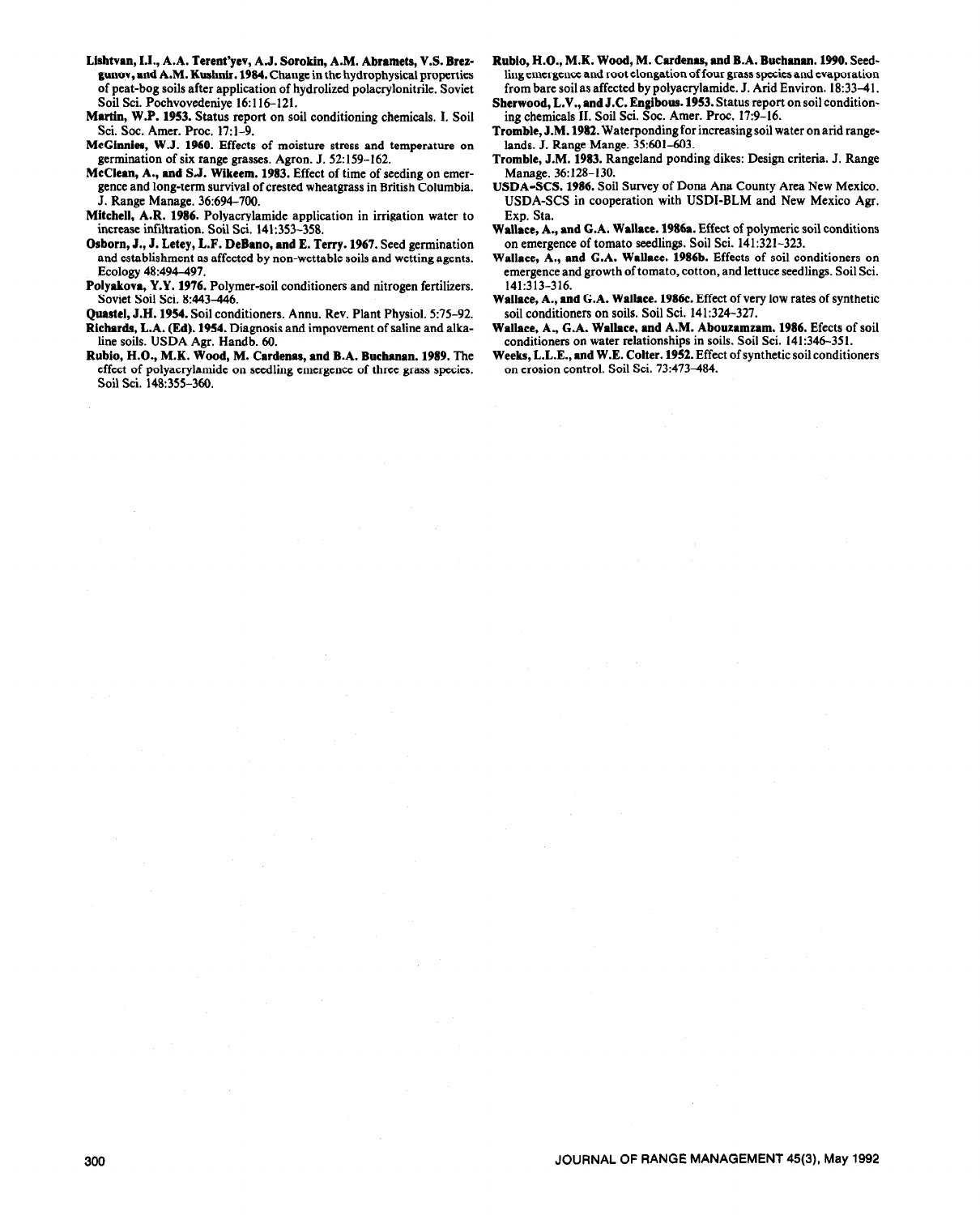**Lishtvan, I.I., A.A. Terent'yev, A.J. Sorokin, A.M. Abramets, V.S. Brezgunov, and A.M. Kushnir. 1984.** Change in the hydrophysical properties of peat-bog soils after application of hydrolized polacrylonitrile. Soviet Soil Sci. Pochvovedeniye 16:116–121.

**Martin, W.P. 1953.** Status report on soil conditioning chemicals. I. Soil Sci. Soc. Amer. Proc. 17:1–9.

**McGinnies, W.J. 1960.** Effects of moisture stress and temperature on germination of six range grasses. Agron. J. 52:159–162.

**McClean, A., and S.J. Wikeem. 1983.** Effect of time of seeding on emergence and long-term survival of crested wheatgrass in British Columbia. J. Range Manage. 36:694–700.

**Mitchell, A.R. 1986.** Polyacrylamide application in irrigation water to increase infiltration. Soil Sci. 141:353–358.

**Osborn, J., J. Letey, L.F. DeBano, and E. Terry. 1967.** Seed germination and establishment as affected by non-wettable soils and wetting agents. Ecology 48:494–497.

**Polyakova, Y.Y. 1976.** Polymer-soil conditioners and nitrogen fertilizers. Soviet Soil Sci. 8:443–446.

**Quastel, J.H. 1954.** Soil conditioners. Annu. Rev. Plant Physiol. 5:75–92.

**Richards, L.A. (Ed). 1954.** Diagnosis and impovement of saline and alkaline soils. USDA Agr. Handb. 60.

**Rubio, H.O., M.K. Wood, M. Cardenas, and B.A. Buchanan. 1989.** The effect of polyacrylamide on seedling emergence of three grass species. Soil Sci. 148:355–360.

**Rubio, H.O., M.K. Wood, M. Cardenas, and B.A. Buchanan. 1990.** Seedling emergence and root elongation of four grass species and evaporation from bare soil as affected by polyacrylamide. J. Arid Environ. 18:33–41.

**Sherwood, L.V., and J.C. Engibous. 1953.** Status report on soil conditioning chemicals II. Soil Sci. Soc. Amer. Proc. 17:9–16.

**Tromble, J.M. 1982.** Waterponding for increasing soil water on arid rangelands. J. Range Mange. 35:601–603.

**Tromble, J.M. 1983.** Rangeland ponding dikes: Design criteria. J. Range Manage. 36:128–130.

**USDA-SCS. 1986.** Soil Survey of Dona Ana County Area New Mexico. USDA-SCS in cooperation with USDI-BLM and New Mexico Agr. Exp. Sta.

**Wallace, A., and G.A. Wallace. 1986a.** Effect of polymeric soil conditions on emergence of tomato seedlings. Soil Sci. 141:321–323.

**Wallace, A., and G.A. Wallace. 1986b.** Effects of soil conditioners on emergence and growth of tomato, cotton, and lettuce seedlings. Soil Sci. 141:313–316.

**Wallace, A., and G.A. Wallace. 1986c.** Effect of very low rates of synthetic soil conditioners on soils. Soil Sci. 141:324–327.

**Wallace, A., G.A. Wallace, and A.M. Abouzamzam. 1986.** Efects of soil conditioners on water relationships in soils. Soil Sci. 141:346–351.

**Weeks, L.E., and W.E. Colter. 1952.** Effect of synthetic soil conditioners on erosion control. Soil Sci. 73:473–484.